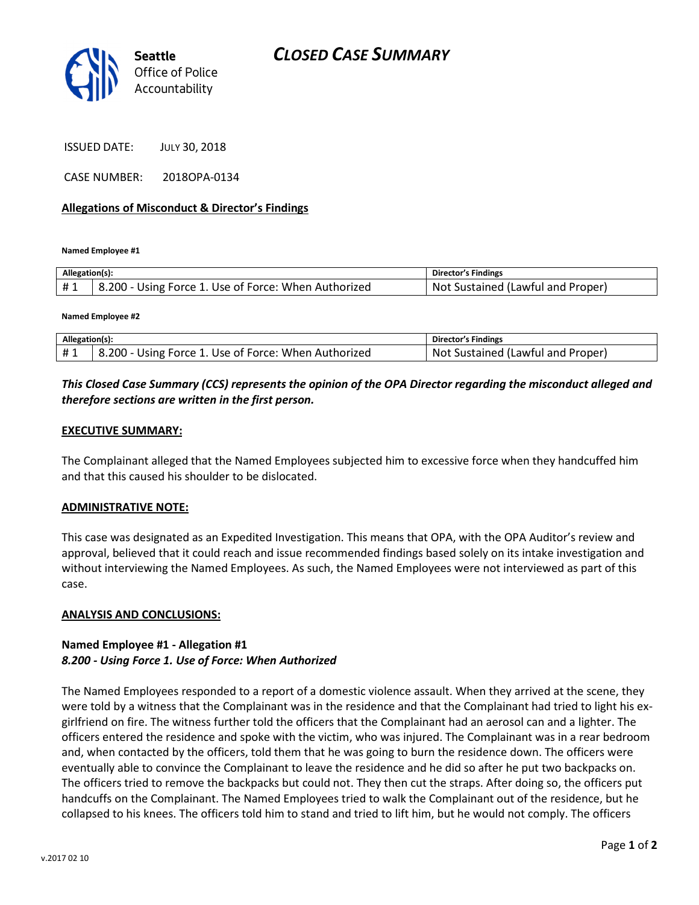# CLOSED CASE SUMMARY

Seattle Office of Police Accountability

ISSUED DATE: JULY 30, 2018

CASE NUMBER: 2018OPA-0134

**Allegations of Misconduct & Director's Findings**

**Named Employee #1**

| Allegation(s): | | Director's Findings |
|---|---|---|
| # 1 | 8.200 - Using Force 1. Use of Force: When Authorized | Not Sustained (Lawful and Proper) |

**Named Employee #2**

| Allegation(s): | | Director's Findings |
|---|---|---|
| # 1 | 8.200 - Using Force 1. Use of Force: When Authorized | Not Sustained (Lawful and Proper) |

***This Closed Case Summary (CCS) represents the opinion of the OPA Director regarding the misconduct alleged and therefore sections are written in the first person.***

**EXECUTIVE SUMMARY:**

The Complainant alleged that the Named Employees subjected him to excessive force when they handcuffed him and that this caused his shoulder to be dislocated.

**ADMINISTRATIVE NOTE:**

This case was designated as an Expedited Investigation. This means that OPA, with the OPA Auditor's review and approval, believed that it could reach and issue recommended findings based solely on its intake investigation and without interviewing the Named Employees. As such, the Named Employees were not interviewed as part of this case.

**ANALYSIS AND CONCLUSIONS:**

**Named Employee #1 - Allegation #1**
***8.200 - Using Force 1. Use of Force: When Authorized***

The Named Employees responded to a report of a domestic violence assault. When they arrived at the scene, they were told by a witness that the Complainant was in the residence and that the Complainant had tried to light his ex-girlfriend on fire. The witness further told the officers that the Complainant had an aerosol can and a lighter. The officers entered the residence and spoke with the victim, who was injured. The Complainant was in a rear bedroom and, when contacted by the officers, told them that he was going to burn the residence down. The officers were eventually able to convince the Complainant to leave the residence and he did so after he put two backpacks on. The officers tried to remove the backpacks but could not. They then cut the straps. After doing so, the officers put handcuffs on the Complainant. The Named Employees tried to walk the Complainant out of the residence, but he collapsed to his knees. The officers told him to stand and tried to lift him, but he would not comply. The officers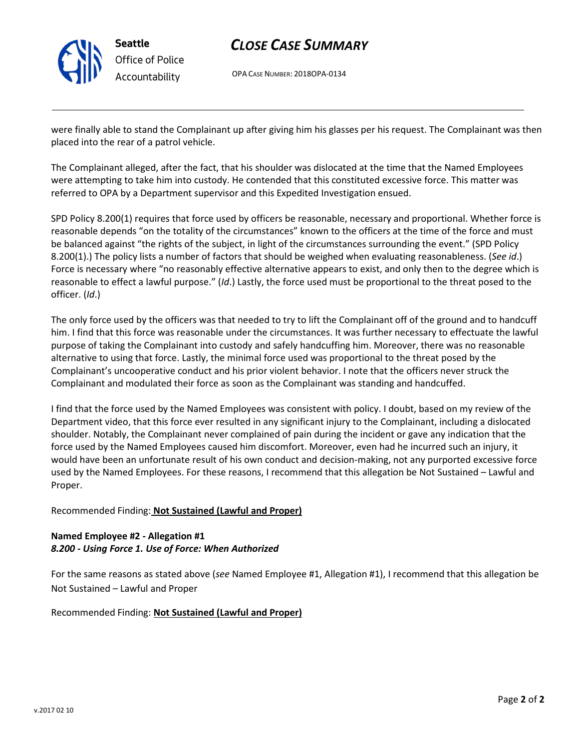were finally able to stand the Complainant up after giving him his glasses per his request. The Complainant was then placed into the rear of a patrol vehicle.

The Complainant alleged, after the fact, that his shoulder was dislocated at the time that the Named Employees were attempting to take him into custody. He contended that this constituted excessive force. This matter was referred to OPA by a Department supervisor and this Expedited Investigation ensued.

SPD Policy 8.200(1) requires that force used by officers be reasonable, necessary and proportional. Whether force is reasonable depends "on the totality of the circumstances" known to the officers at the time of the force and must be balanced against "the rights of the subject, in light of the circumstances surrounding the event." (SPD Policy 8.200(1).) The policy lists a number of factors that should be weighed when evaluating reasonableness. (*See id*.) Force is necessary where "no reasonably effective alternative appears to exist, and only then to the degree which is reasonable to effect a lawful purpose." (*Id*.) Lastly, the force used must be proportional to the threat posed to the officer. (*Id*.)

The only force used by the officers was that needed to try to lift the Complainant off of the ground and to handcuff him. I find that this force was reasonable under the circumstances. It was further necessary to effectuate the lawful purpose of taking the Complainant into custody and safely handcuffing him. Moreover, there was no reasonable alternative to using that force. Lastly, the minimal force used was proportional to the threat posed by the Complainant's uncooperative conduct and his prior violent behavior. I note that the officers never struck the Complainant and modulated their force as soon as the Complainant was standing and handcuffed.

I find that the force used by the Named Employees was consistent with policy. I doubt, based on my review of the Department video, that this force ever resulted in any significant injury to the Complainant, including a dislocated shoulder. Notably, the Complainant never complained of pain during the incident or gave any indication that the force used by the Named Employees caused him discomfort. Moreover, even had he incurred such an injury, it would have been an unfortunate result of his own conduct and decision-making, not any purported excessive force used by the Named Employees. For these reasons, I recommend that this allegation be Not Sustained – Lawful and Proper.

Recommended Finding: **Not Sustained (Lawful and Proper)**

**Named Employee #2 - Allegation #1**
***8.200 - Using Force 1. Use of Force: When Authorized***

For the same reasons as stated above (*see* Named Employee #1, Allegation #1), I recommend that this allegation be Not Sustained – Lawful and Proper

Recommended Finding: **Not Sustained (Lawful and Proper)**